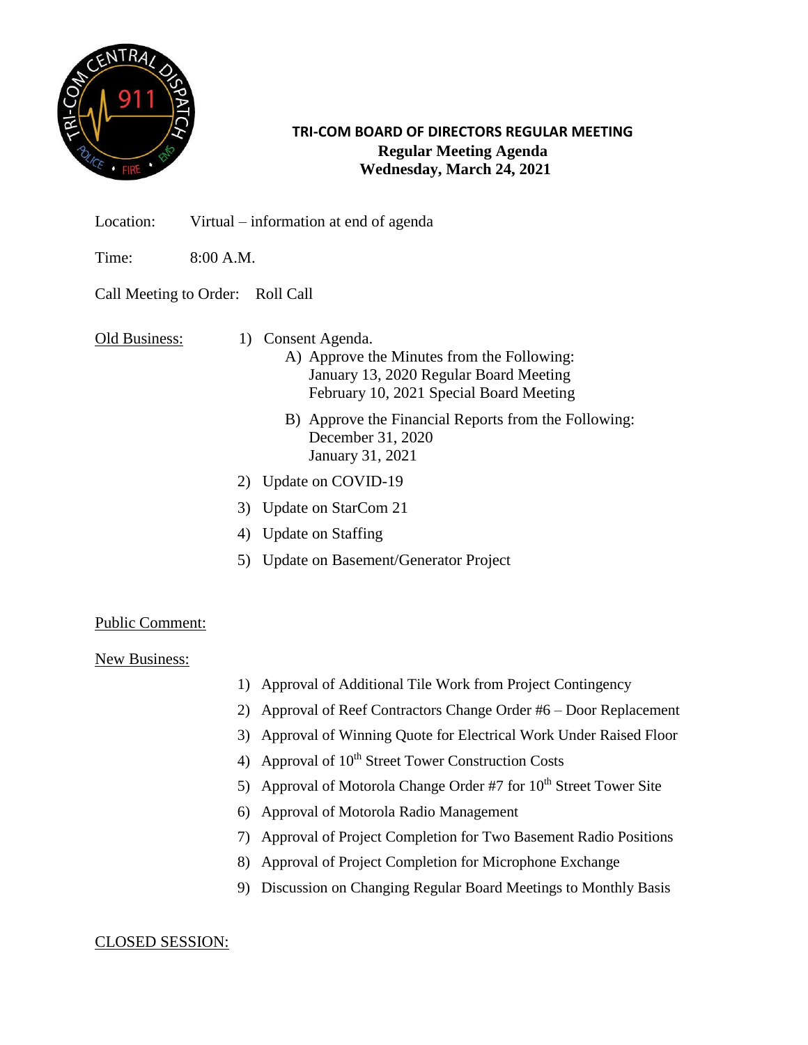# TRI-COM BOARD OF DIRECTORS REGULAR MEETING

**Regular Meeting Agenda**
**Wednesday, March 24, 2021**

Location: Virtual – information at end of agenda

Time: 8:00 A.M.

Call Meeting to Order: Roll Call

Old Business:

1) Consent Agenda.
   A) Approve the Minutes from the Following:
      January 13, 2020 Regular Board Meeting
      February 10, 2021 Special Board Meeting
   B) Approve the Financial Reports from the Following:
      December 31, 2020
      January 31, 2021
2) Update on COVID-19
3) Update on StarCom 21
4) Update on Staffing
5) Update on Basement/Generator Project

Public Comment:

New Business:

1) Approval of Additional Tile Work from Project Contingency
2) Approval of Reef Contractors Change Order #6 – Door Replacement
3) Approval of Winning Quote for Electrical Work Under Raised Floor
4) Approval of 10th Street Tower Construction Costs
5) Approval of Motorola Change Order #7 for 10th Street Tower Site
6) Approval of Motorola Radio Management
7) Approval of Project Completion for Two Basement Radio Positions
8) Approval of Project Completion for Microphone Exchange
9) Discussion on Changing Regular Board Meetings to Monthly Basis

CLOSED SESSION: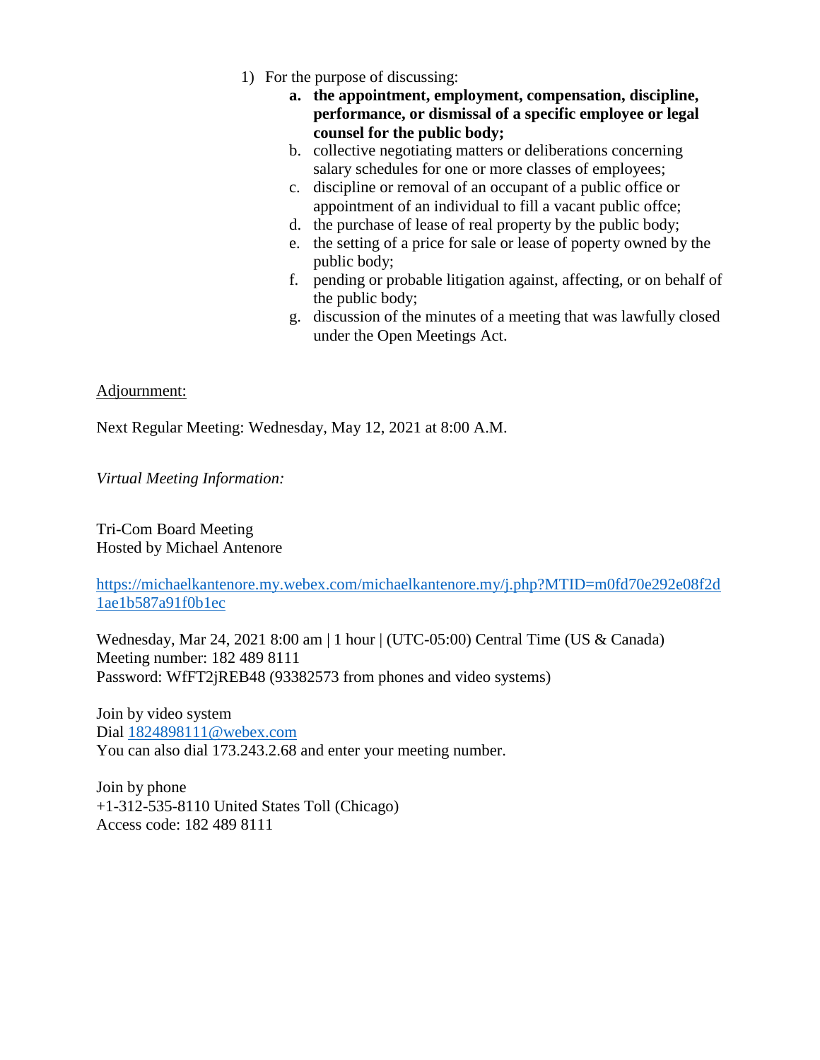1) For the purpose of discussing:
   a. **the appointment, employment, compensation, discipline, performance, or dismissal of a specific employee or legal counsel for the public body;**
   b. collective negotiating matters or deliberations concerning salary schedules for one or more classes of employees;
   c. discipline or removal of an occupant of a public office or appointment of an individual to fill a vacant public offce;
   d. the purchase of lease of real property by the public body;
   e. the setting of a price for sale or lease of poperty owned by the public body;
   f. pending or probable litigation against, affecting, or on behalf of the public body;
   g. discussion of the minutes of a meeting that was lawfully closed under the Open Meetings Act.

Adjournment:

Next Regular Meeting: Wednesday, May 12, 2021 at 8:00 A.M.

*Virtual Meeting Information:*

Tri-Com Board Meeting
Hosted by Michael Antenore

https://michaelkantenore.my.webex.com/michaelkantenore.my/j.php?MTID=m0fd70e292e08f2d1ae1b587a91f0b1ec

Wednesday, Mar 24, 2021 8:00 am | 1 hour | (UTC-05:00) Central Time (US & Canada)
Meeting number: 182 489 8111
Password: WfFT2jREB48 (93382573 from phones and video systems)

Join by video system
Dial 1824898111@webex.com
You can also dial 173.243.2.68 and enter your meeting number.

Join by phone
+1-312-535-8110 United States Toll (Chicago)
Access code: 182 489 8111